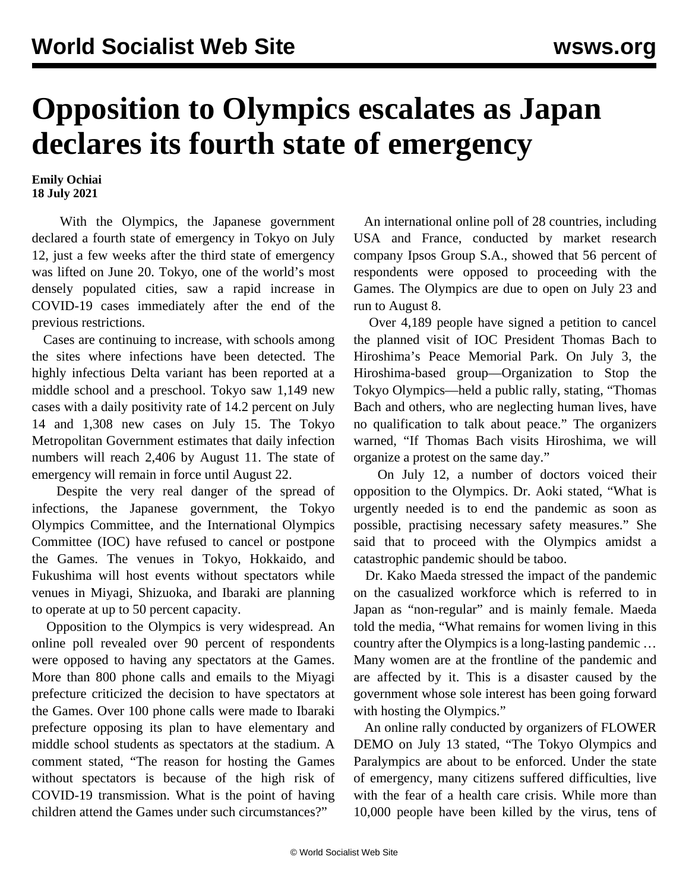# Opposition to Olympics escalates as Japan declares its fourth state of emergency

**Emily Ochiai**
**18 July 2021**

With the Olympics, the Japanese government declared a fourth state of emergency in Tokyo on July 12, just a few weeks after the third state of emergency was lifted on June 20. Tokyo, one of the world's most densely populated cities, saw a rapid increase in COVID-19 cases immediately after the end of the previous restrictions.

Cases are continuing to increase, with schools among the sites where infections have been detected. The highly infectious Delta variant has been reported at a middle school and a preschool. Tokyo saw 1,149 new cases with a daily positivity rate of 14.2 percent on July 14 and 1,308 new cases on July 15. The Tokyo Metropolitan Government estimates that daily infection numbers will reach 2,406 by August 11. The state of emergency will remain in force until August 22.

Despite the very real danger of the spread of infections, the Japanese government, the Tokyo Olympics Committee, and the International Olympics Committee (IOC) have refused to cancel or postpone the Games. The venues in Tokyo, Hokkaido, and Fukushima will host events without spectators while venues in Miyagi, Shizuoka, and Ibaraki are planning to operate at up to 50 percent capacity.

Opposition to the Olympics is very widespread. An online poll revealed over 90 percent of respondents were opposed to having any spectators at the Games. More than 800 phone calls and emails to the Miyagi prefecture criticized the decision to have spectators at the Games. Over 100 phone calls were made to Ibaraki prefecture opposing its plan to have elementary and middle school students as spectators at the stadium. A comment stated, "The reason for hosting the Games without spectators is because of the high risk of COVID-19 transmission. What is the point of having children attend the Games under such circumstances?"

An international online poll of 28 countries, including USA and France, conducted by market research company Ipsos Group S.A., showed that 56 percent of respondents were opposed to proceeding with the Games. The Olympics are due to open on July 23 and run to August 8.

Over 4,189 people have signed a petition to cancel the planned visit of IOC President Thomas Bach to Hiroshima's Peace Memorial Park. On July 3, the Hiroshima-based group—Organization to Stop the Tokyo Olympics—held a public rally, stating, "Thomas Bach and others, who are neglecting human lives, have no qualification to talk about peace." The organizers warned, "If Thomas Bach visits Hiroshima, we will organize a protest on the same day."

On July 12, a number of doctors voiced their opposition to the Olympics. Dr. Aoki stated, "What is urgently needed is to end the pandemic as soon as possible, practising necessary safety measures." She said that to proceed with the Olympics amidst a catastrophic pandemic should be taboo.

Dr. Kako Maeda stressed the impact of the pandemic on the casualized workforce which is referred to in Japan as "non-regular" and is mainly female. Maeda told the media, "What remains for women living in this country after the Olympics is a long-lasting pandemic … Many women are at the frontline of the pandemic and are affected by it. This is a disaster caused by the government whose sole interest has been going forward with hosting the Olympics."

An online rally conducted by organizers of FLOWER DEMO on July 13 stated, "The Tokyo Olympics and Paralympics are about to be enforced. Under the state of emergency, many citizens suffered difficulties, live with the fear of a health care crisis. While more than 10,000 people have been killed by the virus, tens of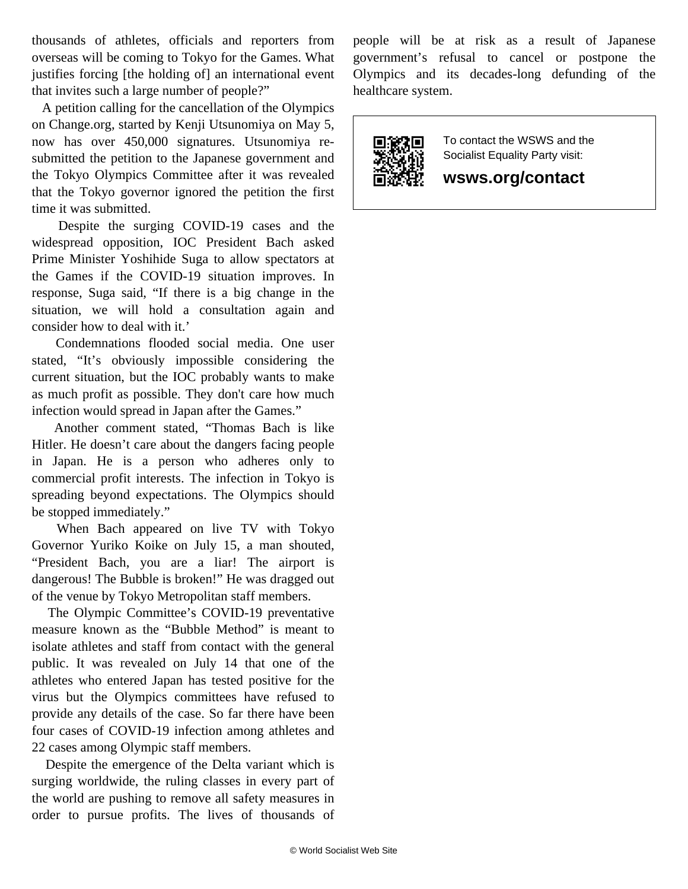thousands of athletes, officials and reporters from overseas will be coming to Tokyo for the Games. What justifies forcing [the holding of] an international event that invites such a large number of people?"

A petition calling for the cancellation of the Olympics on Change.org, started by Kenji Utsunomiya on May 5, now has over 450,000 signatures. Utsunomiya re-submitted the petition to the Japanese government and the Tokyo Olympics Committee after it was revealed that the Tokyo governor ignored the petition the first time it was submitted.

Despite the surging COVID-19 cases and the widespread opposition, IOC President Bach asked Prime Minister Yoshihide Suga to allow spectators at the Games if the COVID-19 situation improves. In response, Suga said, "If there is a big change in the situation, we will hold a consultation again and consider how to deal with it.'

Condemnations flooded social media. One user stated, "It's obviously impossible considering the current situation, but the IOC probably wants to make as much profit as possible. They don't care how much infection would spread in Japan after the Games."

Another comment stated, "Thomas Bach is like Hitler. He doesn't care about the dangers facing people in Japan. He is a person who adheres only to commercial profit interests. The infection in Tokyo is spreading beyond expectations. The Olympics should be stopped immediately."

When Bach appeared on live TV with Tokyo Governor Yuriko Koike on July 15, a man shouted, "President Bach, you are a liar! The airport is dangerous! The Bubble is broken!" He was dragged out of the venue by Tokyo Metropolitan staff members.

The Olympic Committee's COVID-19 preventative measure known as the "Bubble Method" is meant to isolate athletes and staff from contact with the general public. It was revealed on July 14 that one of the athletes who entered Japan has tested positive for the virus but the Olympics committees have refused to provide any details of the case. So far there have been four cases of COVID-19 infection among athletes and 22 cases among Olympic staff members.

Despite the emergence of the Delta variant which is surging worldwide, the ruling classes in every part of the world are pushing to remove all safety measures in order to pursue profits. The lives of thousands of people will be at risk as a result of Japanese government's refusal to cancel or postpone the Olympics and its decades-long defunding of the healthcare system.

To contact the WSWS and the Socialist Equality Party visit:

**wsws.org/contact**